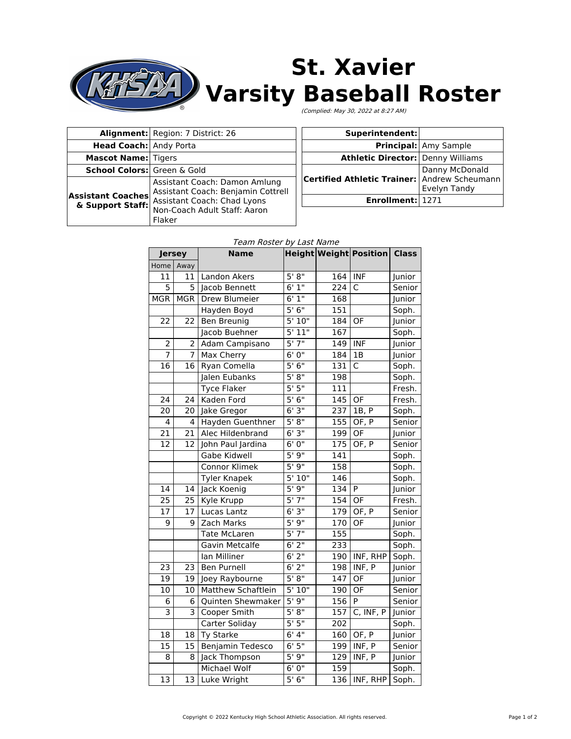# St. Xavier Varsity Baseball Roster

*(Complied: May 30, 2022 at 8:27 AM)*

| | |
|---|---|
| **Alignment:** | Region: 7 District: 26 |
| **Head Coach:** | Andy Porta |
| **Mascot Name:** | Tigers |
| **School Colors:** | Green & Gold |
| **Assistant Coaches & Support Staff:** | Assistant Coach: Damon Amlung<br>Assistant Coach: Benjamin Cottrell<br>Assistant Coach: Chad Lyons<br>Non-Coach Adult Staff: Aaron Flaker |

| | |
|---|---|
| **Superintendent:** | |
| **Principal:** | Amy Sample |
| **Athletic Director:** | Denny Williams |
| **Certified Athletic Trainer:** | Danny McDonald<br>Andrew Scheumann<br>Evelyn Tandy |
| **Enrollment:** | 1271 |

*Team Roster by Last Name*

| Jersey | | Name | Height | Weight | Position | Class |
|---|---|---|---|---|---|---|
| Home | Away | | | | | |
| 11 | 11 | Landon Akers | 5' 8" | 164 | INF | Junior |
| 5 | 5 | Jacob Bennett | 6' 1" | 224 | C | Senior |
| MGR | MGR | Drew Blumeier | 6' 1" | 168 | | Junior |
| | | Hayden Boyd | 5' 6" | 151 | | Soph. |
| 22 | 22 | Ben Breunig | 5' 10" | 184 | OF | Junior |
| | | Jacob Buehner | 5' 11" | 167 | | Soph. |
| 2 | 2 | Adam Campisano | 5' 7" | 149 | INF | Junior |
| 7 | 7 | Max Cherry | 6' 0" | 184 | 1B | Junior |
| 16 | 16 | Ryan Comella | 5' 6" | 131 | C | Soph. |
| | | Jalen Eubanks | 5' 8" | 198 | | Soph. |
| | | Tyce Flaker | 5' 5" | 111 | | Fresh. |
| 24 | 24 | Kaden Ford | 5' 6" | 145 | OF | Fresh. |
| 20 | 20 | Jake Gregor | 6' 3" | 237 | 1B, P | Soph. |
| 4 | 4 | Hayden Guenthner | 5' 8" | 155 | OF, P | Senior |
| 21 | 21 | Alec Hildenbrand | 6' 3" | 199 | OF | Junior |
| 12 | 12 | John Paul Jardina | 6' 0" | 175 | OF, P | Senior |
| | | Gabe Kidwell | 5' 9" | 141 | | Soph. |
| | | Connor Klimek | 5' 9" | 158 | | Soph. |
| | | Tyler Knapek | 5' 10" | 146 | | Soph. |
| 14 | 14 | Jack Koenig | 5' 9" | 134 | P | Junior |
| 25 | 25 | Kyle Krupp | 5' 7" | 154 | OF | Fresh. |
| 17 | 17 | Lucas Lantz | 6' 3" | 179 | OF, P | Senior |
| 9 | 9 | Zach Marks | 5' 9" | 170 | OF | Junior |
| | | Tate McLaren | 5' 7" | 155 | | Soph. |
| | | Gavin Metcalfe | 6' 2" | 233 | | Soph. |
| | | Ian Milliner | 6' 2" | 190 | INF, RHP | Soph. |
| 23 | 23 | Ben Purnell | 6' 2" | 198 | INF, P | Junior |
| 19 | 19 | Joey Raybourne | 5' 8" | 147 | OF | Junior |
| 10 | 10 | Matthew Schaftlein | 5' 10" | 190 | OF | Senior |
| 6 | 6 | Quinten Shewmaker | 5' 9" | 156 | P | Senior |
| 3 | 3 | Cooper Smith | 5' 8" | 157 | C, INF, P | Junior |
| | | Carter Soliday | 5' 5" | 202 | | Soph. |
| 18 | 18 | Ty Starke | 6' 4" | 160 | OF, P | Junior |
| 15 | 15 | Benjamin Tedesco | 6' 5" | 199 | INF, P | Senior |
| 8 | 8 | Jack Thompson | 5' 9" | 129 | INF, P | Junior |
| | | Michael Wolf | 6' 0" | 159 | | Soph. |
| 13 | 13 | Luke Wright | 5' 6" | 136 | INF, RHP | Soph. |

Copyright © 2022 Kentucky High School Athletic Association. All rights reserved.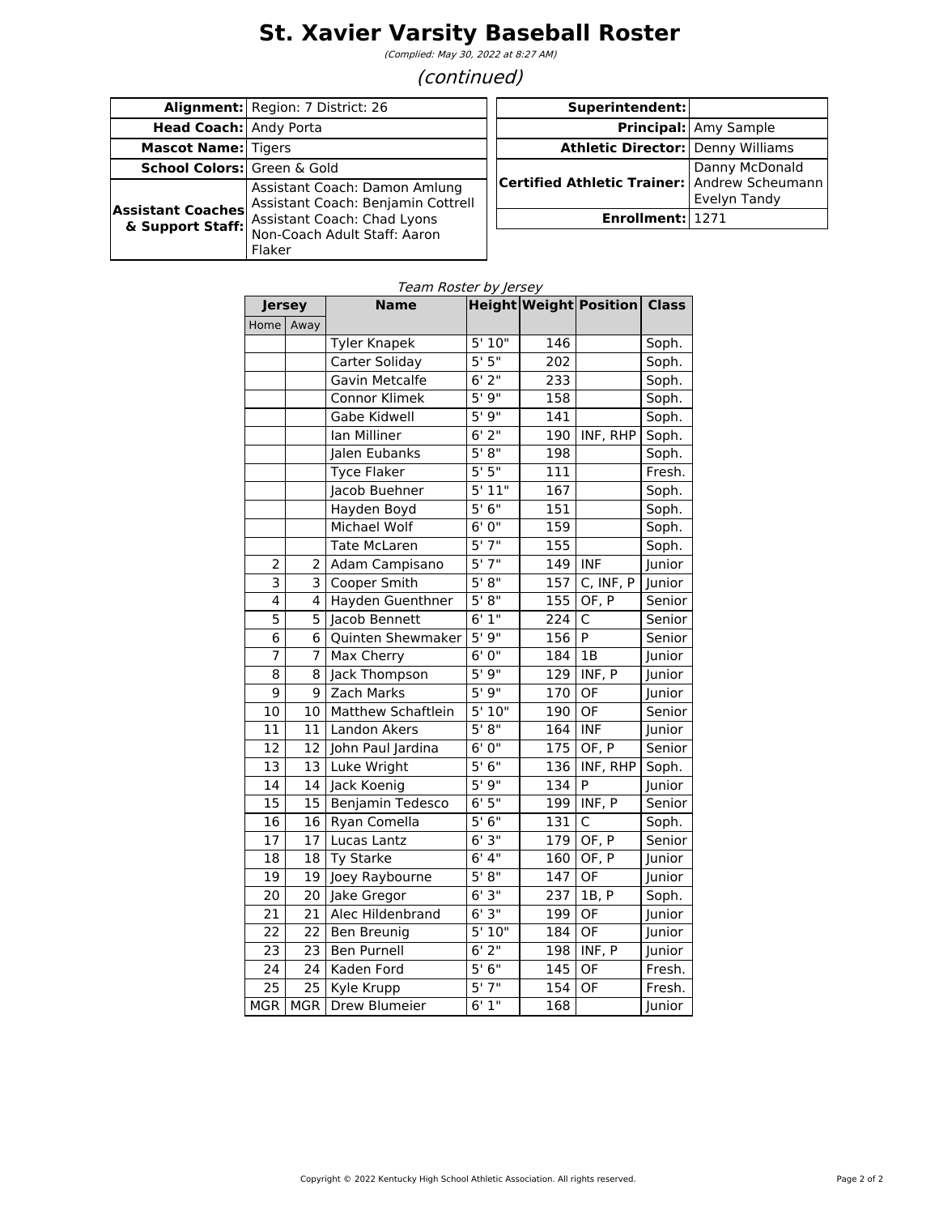# St. Xavier Varsity Baseball Roster

*(Complied: May 30, 2022 at 8:27 AM)*

## *(continued)*

| | |
|---|---|
| **Alignment:** | Region: 7 District: 26 |
| **Head Coach:** | Andy Porta |
| **Mascot Name:** | Tigers |
| **School Colors:** | Green & Gold |
| **Assistant Coaches & Support Staff:** | Assistant Coach: Damon Amlung<br>Assistant Coach: Benjamin Cottrell<br>Assistant Coach: Chad Lyons<br>Non-Coach Adult Staff: Aaron Flaker |

| | |
|---|---|
| **Superintendent:** | |
| **Principal:** | Amy Sample |
| **Athletic Director:** | Denny Williams |
| **Certified Athletic Trainer:** | Danny McDonald<br>Andrew Scheumann<br>Evelyn Tandy |
| **Enrollment:** | 1271 |

*Team Roster by Jersey*

| Jersey | | Name | Height | Weight | Position | Class |
|---|---|---|---|---|---|---|
| Home | Away | | | | | |
| | | Tyler Knapek | 5' 10" | 146 | | Soph. |
| | | Carter Soliday | 5' 5" | 202 | | Soph. |
| | | Gavin Metcalfe | 6' 2" | 233 | | Soph. |
| | | Connor Klimek | 5' 9" | 158 | | Soph. |
| | | Gabe Kidwell | 5' 9" | 141 | | Soph. |
| | | Ian Milliner | 6' 2" | 190 | INF, RHP | Soph. |
| | | Jalen Eubanks | 5' 8" | 198 | | Soph. |
| | | Tyce Flaker | 5' 5" | 111 | | Fresh. |
| | | Jacob Buehner | 5' 11" | 167 | | Soph. |
| | | Hayden Boyd | 5' 6" | 151 | | Soph. |
| | | Michael Wolf | 6' 0" | 159 | | Soph. |
| | | Tate McLaren | 5' 7" | 155 | | Soph. |
| 2 | 2 | Adam Campisano | 5' 7" | 149 | INF | Junior |
| 3 | 3 | Cooper Smith | 5' 8" | 157 | C, INF, P | Junior |
| 4 | 4 | Hayden Guenthner | 5' 8" | 155 | OF, P | Senior |
| 5 | 5 | Jacob Bennett | 6' 1" | 224 | C | Senior |
| 6 | 6 | Quinten Shewmaker | 5' 9" | 156 | P | Senior |
| 7 | 7 | Max Cherry | 6' 0" | 184 | 1B | Junior |
| 8 | 8 | Jack Thompson | 5' 9" | 129 | INF, P | Junior |
| 9 | 9 | Zach Marks | 5' 9" | 170 | OF | Junior |
| 10 | 10 | Matthew Schaftlein | 5' 10" | 190 | OF | Senior |
| 11 | 11 | Landon Akers | 5' 8" | 164 | INF | Junior |
| 12 | 12 | John Paul Jardina | 6' 0" | 175 | OF, P | Senior |
| 13 | 13 | Luke Wright | 5' 6" | 136 | INF, RHP | Soph. |
| 14 | 14 | Jack Koenig | 5' 9" | 134 | P | Junior |
| 15 | 15 | Benjamin Tedesco | 6' 5" | 199 | INF, P | Senior |
| 16 | 16 | Ryan Comella | 5' 6" | 131 | C | Soph. |
| 17 | 17 | Lucas Lantz | 6' 3" | 179 | OF, P | Senior |
| 18 | 18 | Ty Starke | 6' 4" | 160 | OF, P | Junior |
| 19 | 19 | Joey Raybourne | 5' 8" | 147 | OF | Junior |
| 20 | 20 | Jake Gregor | 6' 3" | 237 | 1B, P | Soph. |
| 21 | 21 | Alec Hildenbrand | 6' 3" | 199 | OF | Junior |
| 22 | 22 | Ben Breunig | 5' 10" | 184 | OF | Junior |
| 23 | 23 | Ben Purnell | 6' 2" | 198 | INF, P | Junior |
| 24 | 24 | Kaden Ford | 5' 6" | 145 | OF | Fresh. |
| 25 | 25 | Kyle Krupp | 5' 7" | 154 | OF | Fresh. |
| MGR | MGR | Drew Blumeier | 6' 1" | 168 | | Junior |

Copyright © 2022 Kentucky High School Athletic Association. All rights reserved.